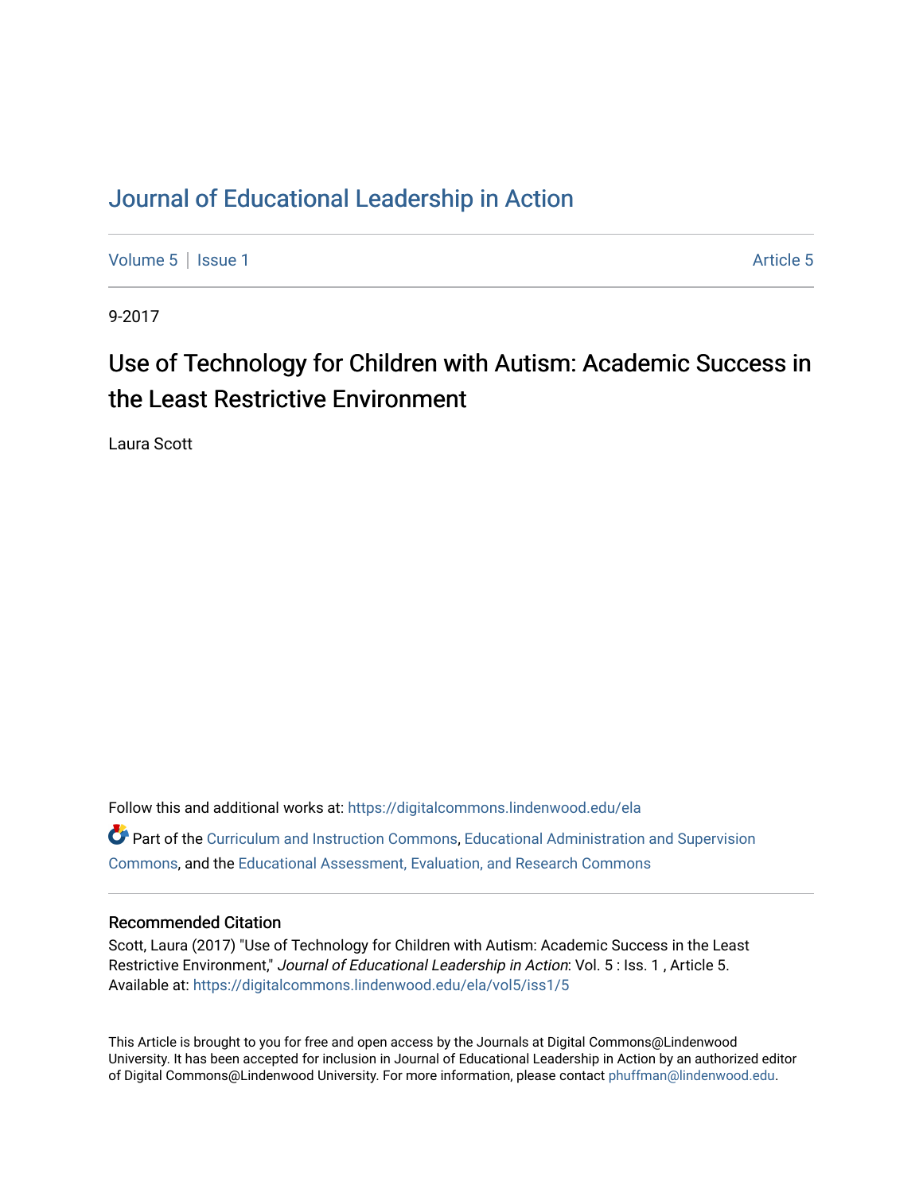# Journal of Educational Leadership in Action

Volume 5 | Issue 1 Article 5

9-2017

## Use of Technology for Children with Autism: Academic Success in the Least Restrictive Environment

Laura Scott

Follow this and additional works at: https://digitalcommons.lindenwood.edu/ela

Part of the Curriculum and Instruction Commons, Educational Administration and Supervision Commons, and the Educational Assessment, Evaluation, and Research Commons

### Recommended Citation

Scott, Laura (2017) "Use of Technology for Children with Autism: Academic Success in the Least Restrictive Environment," *Journal of Educational Leadership in Action*: Vol. 5 : Iss. 1 , Article 5. Available at: https://digitalcommons.lindenwood.edu/ela/vol5/iss1/5

This Article is brought to you for free and open access by the Journals at Digital Commons@Lindenwood University. It has been accepted for inclusion in Journal of Educational Leadership in Action by an authorized editor of Digital Commons@Lindenwood University. For more information, please contact phuffman@lindenwood.edu.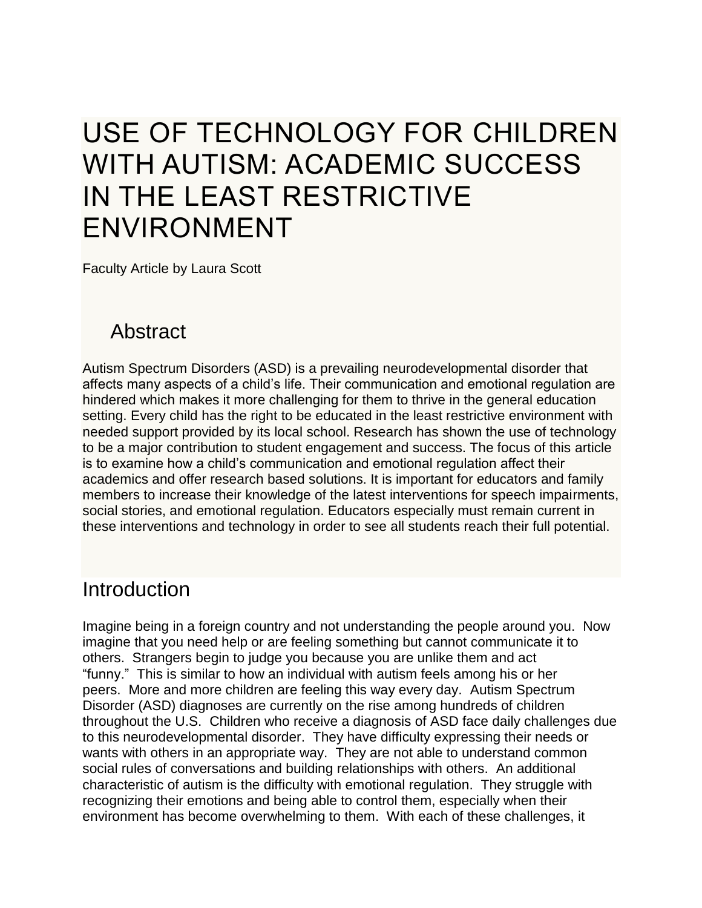# USE OF TECHNOLOGY FOR CHILDREN WITH AUTISM: ACADEMIC SUCCESS IN THE LEAST RESTRICTIVE ENVIRONMENT

Faculty Article by Laura Scott

## Abstract

Autism Spectrum Disorders (ASD) is a prevailing neurodevelopmental disorder that affects many aspects of a child's life. Their communication and emotional regulation are hindered which makes it more challenging for them to thrive in the general education setting. Every child has the right to be educated in the least restrictive environment with needed support provided by its local school. Research has shown the use of technology to be a major contribution to student engagement and success. The focus of this article is to examine how a child's communication and emotional regulation affect their academics and offer research based solutions. It is important for educators and family members to increase their knowledge of the latest interventions for speech impairments, social stories, and emotional regulation. Educators especially must remain current in these interventions and technology in order to see all students reach their full potential.

## Introduction

Imagine being in a foreign country and not understanding the people around you. Now imagine that you need help or are feeling something but cannot communicate it to others. Strangers begin to judge you because you are unlike them and act "funny." This is similar to how an individual with autism feels among his or her peers. More and more children are feeling this way every day. Autism Spectrum Disorder (ASD) diagnoses are currently on the rise among hundreds of children throughout the U.S. Children who receive a diagnosis of ASD face daily challenges due to this neurodevelopmental disorder. They have difficulty expressing their needs or wants with others in an appropriate way. They are not able to understand common social rules of conversations and building relationships with others. An additional characteristic of autism is the difficulty with emotional regulation. They struggle with recognizing their emotions and being able to control them, especially when their environment has become overwhelming to them. With each of these challenges, it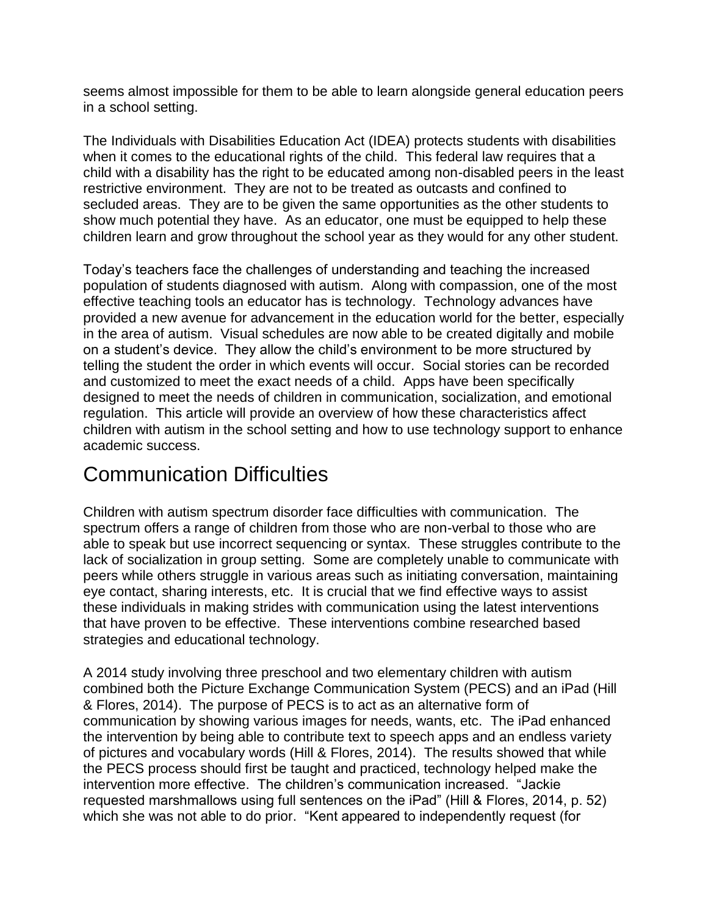seems almost impossible for them to be able to learn alongside general education peers in a school setting.

The Individuals with Disabilities Education Act (IDEA) protects students with disabilities when it comes to the educational rights of the child. This federal law requires that a child with a disability has the right to be educated among non-disabled peers in the least restrictive environment. They are not to be treated as outcasts and confined to secluded areas. They are to be given the same opportunities as the other students to show much potential they have. As an educator, one must be equipped to help these children learn and grow throughout the school year as they would for any other student.

Today's teachers face the challenges of understanding and teaching the increased population of students diagnosed with autism. Along with compassion, one of the most effective teaching tools an educator has is technology. Technology advances have provided a new avenue for advancement in the education world for the better, especially in the area of autism. Visual schedules are now able to be created digitally and mobile on a student's device. They allow the child's environment to be more structured by telling the student the order in which events will occur. Social stories can be recorded and customized to meet the exact needs of a child. Apps have been specifically designed to meet the needs of children in communication, socialization, and emotional regulation. This article will provide an overview of how these characteristics affect children with autism in the school setting and how to use technology support to enhance academic success.

## Communication Difficulties

Children with autism spectrum disorder face difficulties with communication. The spectrum offers a range of children from those who are non-verbal to those who are able to speak but use incorrect sequencing or syntax. These struggles contribute to the lack of socialization in group setting. Some are completely unable to communicate with peers while others struggle in various areas such as initiating conversation, maintaining eye contact, sharing interests, etc. It is crucial that we find effective ways to assist these individuals in making strides with communication using the latest interventions that have proven to be effective. These interventions combine researched based strategies and educational technology.

A 2014 study involving three preschool and two elementary children with autism combined both the Picture Exchange Communication System (PECS) and an iPad (Hill & Flores, 2014). The purpose of PECS is to act as an alternative form of communication by showing various images for needs, wants, etc. The iPad enhanced the intervention by being able to contribute text to speech apps and an endless variety of pictures and vocabulary words (Hill & Flores, 2014). The results showed that while the PECS process should first be taught and practiced, technology helped make the intervention more effective. The children's communication increased. "Jackie requested marshmallows using full sentences on the iPad" (Hill & Flores, 2014, p. 52) which she was not able to do prior. "Kent appeared to independently request (for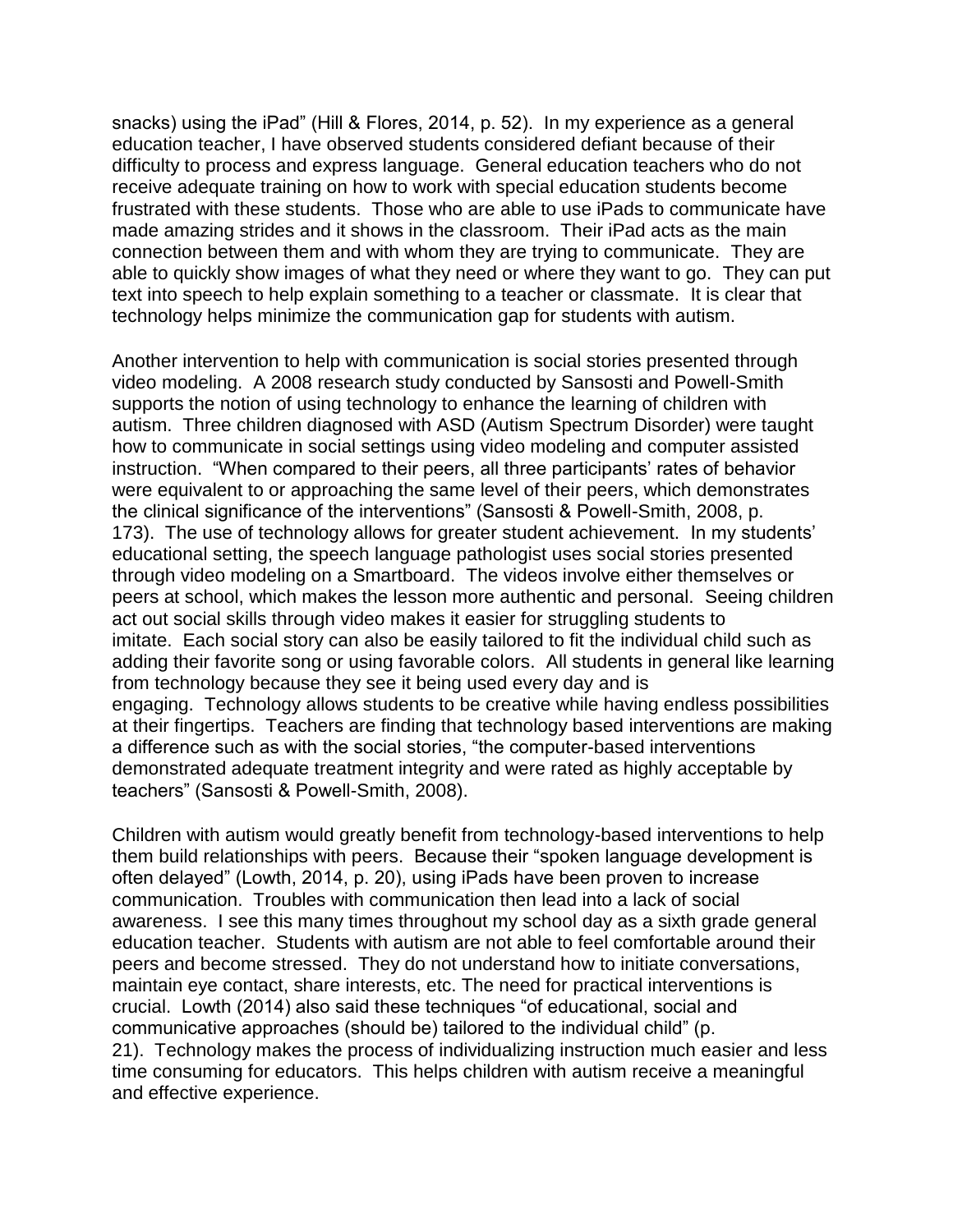snacks) using the iPad" (Hill & Flores, 2014, p. 52). In my experience as a general education teacher, I have observed students considered defiant because of their difficulty to process and express language. General education teachers who do not receive adequate training on how to work with special education students become frustrated with these students. Those who are able to use iPads to communicate have made amazing strides and it shows in the classroom. Their iPad acts as the main connection between them and with whom they are trying to communicate. They are able to quickly show images of what they need or where they want to go. They can put text into speech to help explain something to a teacher or classmate. It is clear that technology helps minimize the communication gap for students with autism.

Another intervention to help with communication is social stories presented through video modeling. A 2008 research study conducted by Sansosti and Powell-Smith supports the notion of using technology to enhance the learning of children with autism. Three children diagnosed with ASD (Autism Spectrum Disorder) were taught how to communicate in social settings using video modeling and computer assisted instruction. "When compared to their peers, all three participants' rates of behavior were equivalent to or approaching the same level of their peers, which demonstrates the clinical significance of the interventions" (Sansosti & Powell-Smith, 2008, p. 173). The use of technology allows for greater student achievement. In my students' educational setting, the speech language pathologist uses social stories presented through video modeling on a Smartboard. The videos involve either themselves or peers at school, which makes the lesson more authentic and personal. Seeing children act out social skills through video makes it easier for struggling students to imitate. Each social story can also be easily tailored to fit the individual child such as adding their favorite song or using favorable colors. All students in general like learning from technology because they see it being used every day and is engaging. Technology allows students to be creative while having endless possibilities at their fingertips. Teachers are finding that technology based interventions are making a difference such as with the social stories, "the computer-based interventions demonstrated adequate treatment integrity and were rated as highly acceptable by teachers" (Sansosti & Powell-Smith, 2008).

Children with autism would greatly benefit from technology-based interventions to help them build relationships with peers. Because their "spoken language development is often delayed" (Lowth, 2014, p. 20), using iPads have been proven to increase communication. Troubles with communication then lead into a lack of social awareness. I see this many times throughout my school day as a sixth grade general education teacher. Students with autism are not able to feel comfortable around their peers and become stressed. They do not understand how to initiate conversations, maintain eye contact, share interests, etc. The need for practical interventions is crucial. Lowth (2014) also said these techniques "of educational, social and communicative approaches (should be) tailored to the individual child" (p. 21). Technology makes the process of individualizing instruction much easier and less time consuming for educators. This helps children with autism receive a meaningful and effective experience.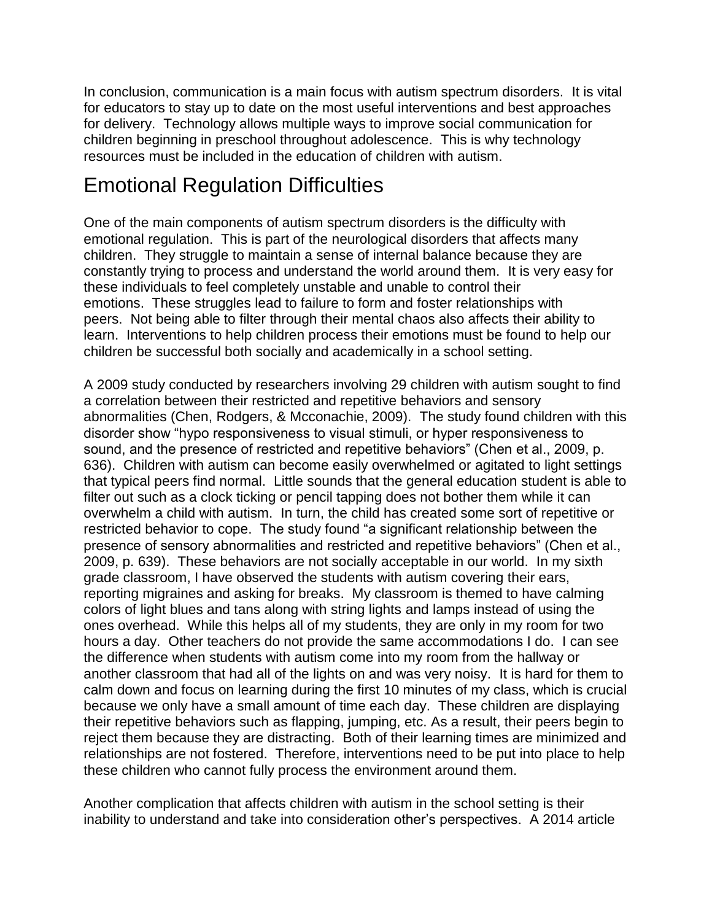In conclusion, communication is a main focus with autism spectrum disorders. It is vital for educators to stay up to date on the most useful interventions and best approaches for delivery. Technology allows multiple ways to improve social communication for children beginning in preschool throughout adolescence. This is why technology resources must be included in the education of children with autism.

## Emotional Regulation Difficulties

One of the main components of autism spectrum disorders is the difficulty with emotional regulation. This is part of the neurological disorders that affects many children. They struggle to maintain a sense of internal balance because they are constantly trying to process and understand the world around them. It is very easy for these individuals to feel completely unstable and unable to control their emotions. These struggles lead to failure to form and foster relationships with peers. Not being able to filter through their mental chaos also affects their ability to learn. Interventions to help children process their emotions must be found to help our children be successful both socially and academically in a school setting.

A 2009 study conducted by researchers involving 29 children with autism sought to find a correlation between their restricted and repetitive behaviors and sensory abnormalities (Chen, Rodgers, & Mcconachie, 2009). The study found children with this disorder show "hypo responsiveness to visual stimuli, or hyper responsiveness to sound, and the presence of restricted and repetitive behaviors" (Chen et al., 2009, p. 636). Children with autism can become easily overwhelmed or agitated to light settings that typical peers find normal. Little sounds that the general education student is able to filter out such as a clock ticking or pencil tapping does not bother them while it can overwhelm a child with autism. In turn, the child has created some sort of repetitive or restricted behavior to cope. The study found "a significant relationship between the presence of sensory abnormalities and restricted and repetitive behaviors" (Chen et al., 2009, p. 639). These behaviors are not socially acceptable in our world. In my sixth grade classroom, I have observed the students with autism covering their ears, reporting migraines and asking for breaks. My classroom is themed to have calming colors of light blues and tans along with string lights and lamps instead of using the ones overhead. While this helps all of my students, they are only in my room for two hours a day. Other teachers do not provide the same accommodations I do. I can see the difference when students with autism come into my room from the hallway or another classroom that had all of the lights on and was very noisy. It is hard for them to calm down and focus on learning during the first 10 minutes of my class, which is crucial because we only have a small amount of time each day. These children are displaying their repetitive behaviors such as flapping, jumping, etc. As a result, their peers begin to reject them because they are distracting. Both of their learning times are minimized and relationships are not fostered. Therefore, interventions need to be put into place to help these children who cannot fully process the environment around them.

Another complication that affects children with autism in the school setting is their inability to understand and take into consideration other's perspectives. A 2014 article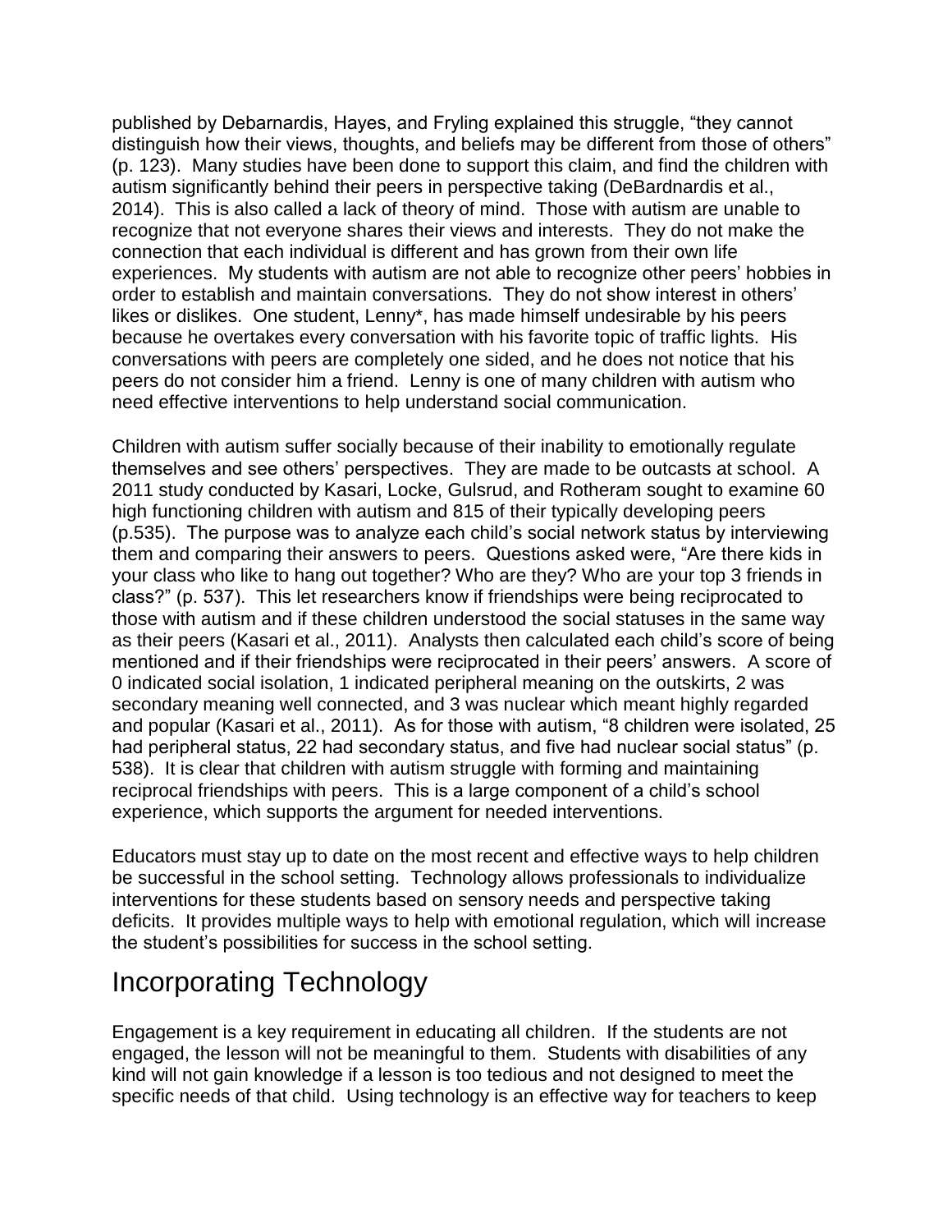published by Debarnardis, Hayes, and Fryling explained this struggle, "they cannot distinguish how their views, thoughts, and beliefs may be different from those of others" (p. 123). Many studies have been done to support this claim, and find the children with autism significantly behind their peers in perspective taking (DeBardnardis et al., 2014). This is also called a lack of theory of mind. Those with autism are unable to recognize that not everyone shares their views and interests. They do not make the connection that each individual is different and has grown from their own life experiences. My students with autism are not able to recognize other peers' hobbies in order to establish and maintain conversations. They do not show interest in others' likes or dislikes. One student, Lenny*, has made himself undesirable by his peers because he overtakes every conversation with his favorite topic of traffic lights. His conversations with peers are completely one sided, and he does not notice that his peers do not consider him a friend. Lenny is one of many children with autism who need effective interventions to help understand social communication.

Children with autism suffer socially because of their inability to emotionally regulate themselves and see others' perspectives. They are made to be outcasts at school. A 2011 study conducted by Kasari, Locke, Gulsrud, and Rotheram sought to examine 60 high functioning children with autism and 815 of their typically developing peers (p.535). The purpose was to analyze each child's social network status by interviewing them and comparing their answers to peers. Questions asked were, "Are there kids in your class who like to hang out together? Who are they? Who are your top 3 friends in class?" (p. 537). This let researchers know if friendships were being reciprocated to those with autism and if these children understood the social statuses in the same way as their peers (Kasari et al., 2011). Analysts then calculated each child's score of being mentioned and if their friendships were reciprocated in their peers' answers. A score of 0 indicated social isolation, 1 indicated peripheral meaning on the outskirts, 2 was secondary meaning well connected, and 3 was nuclear which meant highly regarded and popular (Kasari et al., 2011). As for those with autism, "8 children were isolated, 25 had peripheral status, 22 had secondary status, and five had nuclear social status" (p. 538). It is clear that children with autism struggle with forming and maintaining reciprocal friendships with peers. This is a large component of a child's school experience, which supports the argument for needed interventions.

Educators must stay up to date on the most recent and effective ways to help children be successful in the school setting. Technology allows professionals to individualize interventions for these students based on sensory needs and perspective taking deficits. It provides multiple ways to help with emotional regulation, which will increase the student's possibilities for success in the school setting.

## Incorporating Technology

Engagement is a key requirement in educating all children. If the students are not engaged, the lesson will not be meaningful to them. Students with disabilities of any kind will not gain knowledge if a lesson is too tedious and not designed to meet the specific needs of that child. Using technology is an effective way for teachers to keep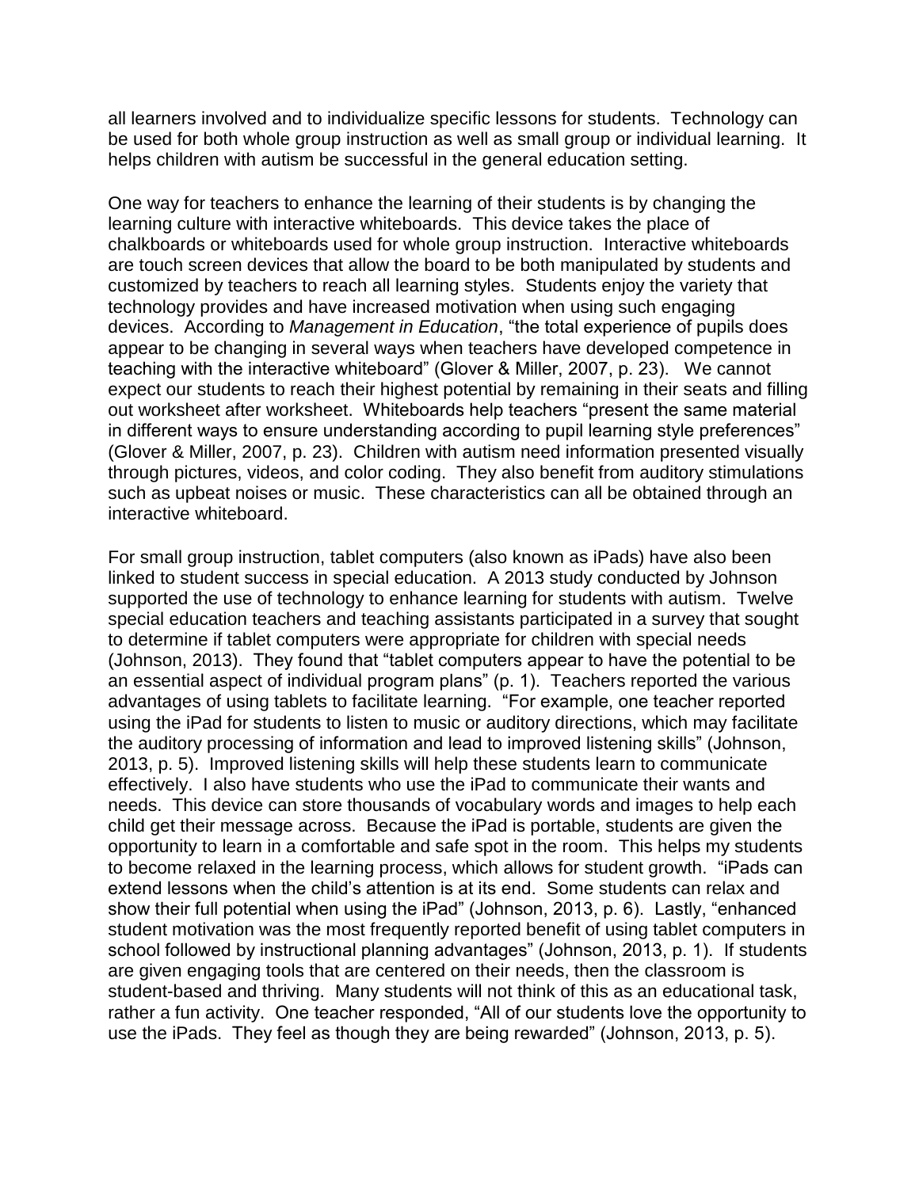all learners involved and to individualize specific lessons for students. Technology can be used for both whole group instruction as well as small group or individual learning. It helps children with autism be successful in the general education setting.

One way for teachers to enhance the learning of their students is by changing the learning culture with interactive whiteboards. This device takes the place of chalkboards or whiteboards used for whole group instruction. Interactive whiteboards are touch screen devices that allow the board to be both manipulated by students and customized by teachers to reach all learning styles. Students enjoy the variety that technology provides and have increased motivation when using such engaging devices. According to *Management in Education*, "the total experience of pupils does appear to be changing in several ways when teachers have developed competence in teaching with the interactive whiteboard" (Glover & Miller, 2007, p. 23). We cannot expect our students to reach their highest potential by remaining in their seats and filling out worksheet after worksheet. Whiteboards help teachers "present the same material in different ways to ensure understanding according to pupil learning style preferences" (Glover & Miller, 2007, p. 23). Children with autism need information presented visually through pictures, videos, and color coding. They also benefit from auditory stimulations such as upbeat noises or music. These characteristics can all be obtained through an interactive whiteboard.

For small group instruction, tablet computers (also known as iPads) have also been linked to student success in special education. A 2013 study conducted by Johnson supported the use of technology to enhance learning for students with autism. Twelve special education teachers and teaching assistants participated in a survey that sought to determine if tablet computers were appropriate for children with special needs (Johnson, 2013). They found that "tablet computers appear to have the potential to be an essential aspect of individual program plans" (p. 1). Teachers reported the various advantages of using tablets to facilitate learning. "For example, one teacher reported using the iPad for students to listen to music or auditory directions, which may facilitate the auditory processing of information and lead to improved listening skills" (Johnson, 2013, p. 5). Improved listening skills will help these students learn to communicate effectively. I also have students who use the iPad to communicate their wants and needs. This device can store thousands of vocabulary words and images to help each child get their message across. Because the iPad is portable, students are given the opportunity to learn in a comfortable and safe spot in the room. This helps my students to become relaxed in the learning process, which allows for student growth. "iPads can extend lessons when the child's attention is at its end. Some students can relax and show their full potential when using the iPad" (Johnson, 2013, p. 6). Lastly, "enhanced student motivation was the most frequently reported benefit of using tablet computers in school followed by instructional planning advantages" (Johnson, 2013, p. 1). If students are given engaging tools that are centered on their needs, then the classroom is student-based and thriving. Many students will not think of this as an educational task, rather a fun activity. One teacher responded, "All of our students love the opportunity to use the iPads. They feel as though they are being rewarded" (Johnson, 2013, p. 5).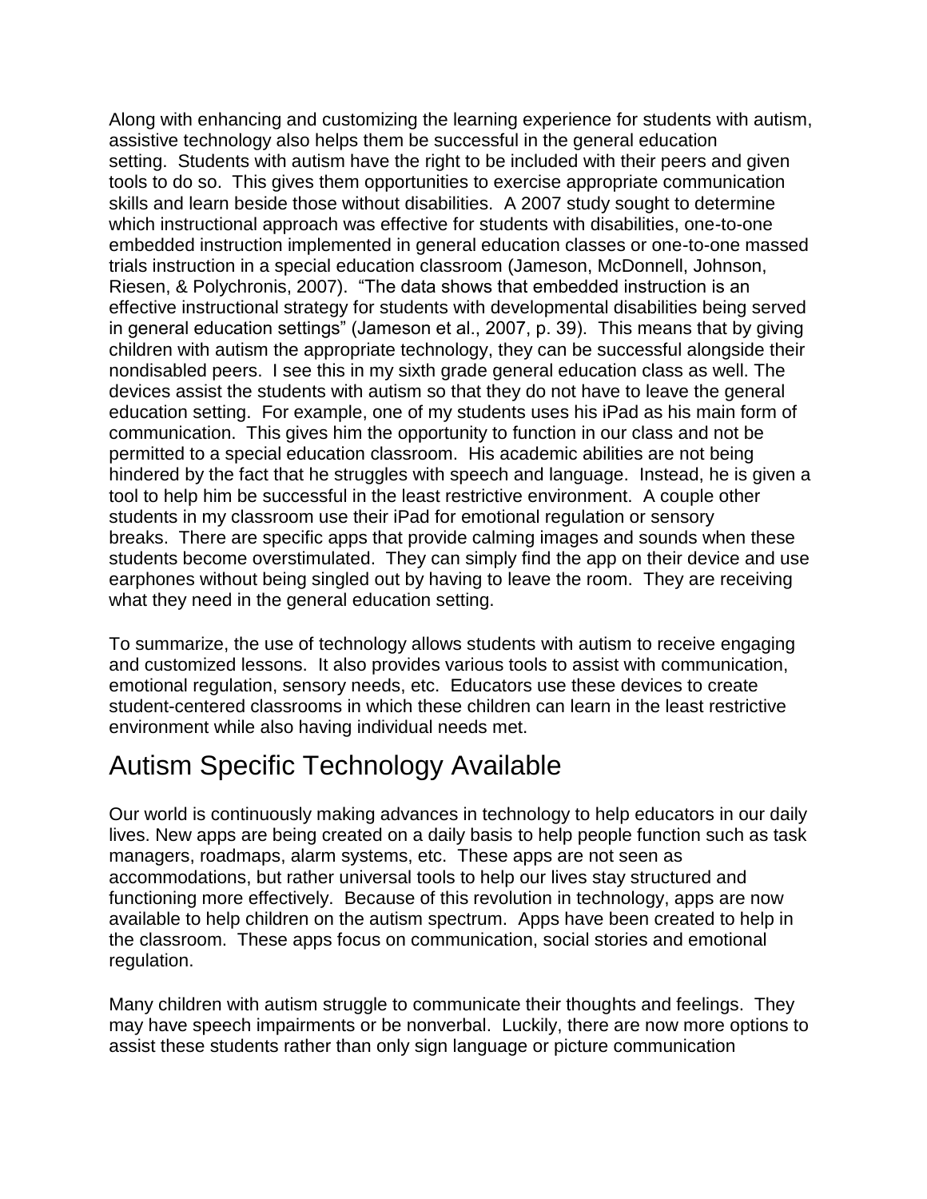Along with enhancing and customizing the learning experience for students with autism, assistive technology also helps them be successful in the general education setting. Students with autism have the right to be included with their peers and given tools to do so. This gives them opportunities to exercise appropriate communication skills and learn beside those without disabilities. A 2007 study sought to determine which instructional approach was effective for students with disabilities, one-to-one embedded instruction implemented in general education classes or one-to-one massed trials instruction in a special education classroom (Jameson, McDonnell, Johnson, Riesen, & Polychronis, 2007). "The data shows that embedded instruction is an effective instructional strategy for students with developmental disabilities being served in general education settings" (Jameson et al., 2007, p. 39). This means that by giving children with autism the appropriate technology, they can be successful alongside their nondisabled peers. I see this in my sixth grade general education class as well. The devices assist the students with autism so that they do not have to leave the general education setting. For example, one of my students uses his iPad as his main form of communication. This gives him the opportunity to function in our class and not be permitted to a special education classroom. His academic abilities are not being hindered by the fact that he struggles with speech and language. Instead, he is given a tool to help him be successful in the least restrictive environment. A couple other students in my classroom use their iPad for emotional regulation or sensory breaks. There are specific apps that provide calming images and sounds when these students become overstimulated. They can simply find the app on their device and use earphones without being singled out by having to leave the room. They are receiving what they need in the general education setting.

To summarize, the use of technology allows students with autism to receive engaging and customized lessons. It also provides various tools to assist with communication, emotional regulation, sensory needs, etc. Educators use these devices to create student-centered classrooms in which these children can learn in the least restrictive environment while also having individual needs met.

## Autism Specific Technology Available

Our world is continuously making advances in technology to help educators in our daily lives. New apps are being created on a daily basis to help people function such as task managers, roadmaps, alarm systems, etc. These apps are not seen as accommodations, but rather universal tools to help our lives stay structured and functioning more effectively. Because of this revolution in technology, apps are now available to help children on the autism spectrum. Apps have been created to help in the classroom. These apps focus on communication, social stories and emotional regulation.

Many children with autism struggle to communicate their thoughts and feelings. They may have speech impairments or be nonverbal. Luckily, there are now more options to assist these students rather than only sign language or picture communication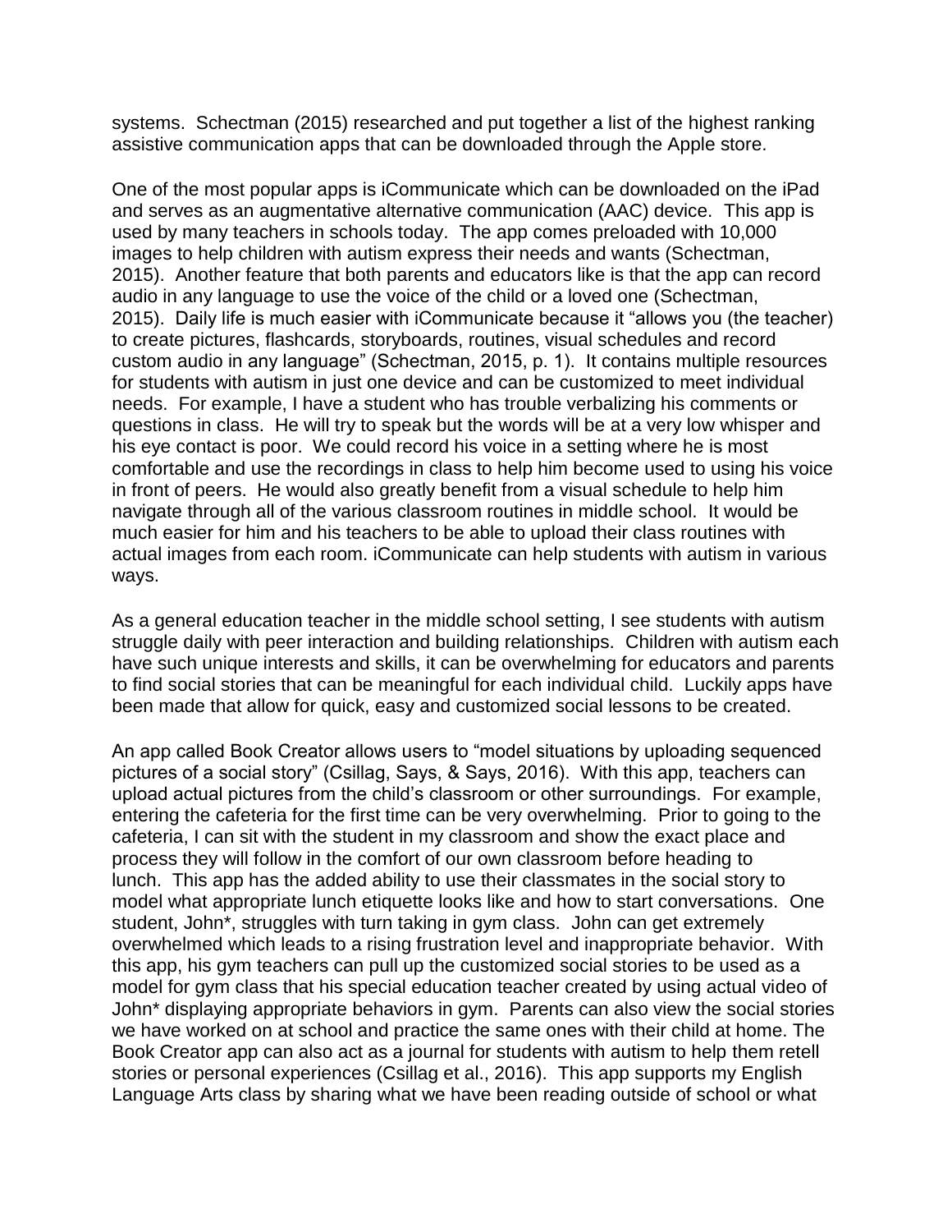systems. Schectman (2015) researched and put together a list of the highest ranking assistive communication apps that can be downloaded through the Apple store.

One of the most popular apps is iCommunicate which can be downloaded on the iPad and serves as an augmentative alternative communication (AAC) device. This app is used by many teachers in schools today. The app comes preloaded with 10,000 images to help children with autism express their needs and wants (Schectman, 2015). Another feature that both parents and educators like is that the app can record audio in any language to use the voice of the child or a loved one (Schectman, 2015). Daily life is much easier with iCommunicate because it "allows you (the teacher) to create pictures, flashcards, storyboards, routines, visual schedules and record custom audio in any language" (Schectman, 2015, p. 1). It contains multiple resources for students with autism in just one device and can be customized to meet individual needs. For example, I have a student who has trouble verbalizing his comments or questions in class. He will try to speak but the words will be at a very low whisper and his eye contact is poor. We could record his voice in a setting where he is most comfortable and use the recordings in class to help him become used to using his voice in front of peers. He would also greatly benefit from a visual schedule to help him navigate through all of the various classroom routines in middle school. It would be much easier for him and his teachers to be able to upload their class routines with actual images from each room. iCommunicate can help students with autism in various ways.

As a general education teacher in the middle school setting, I see students with autism struggle daily with peer interaction and building relationships. Children with autism each have such unique interests and skills, it can be overwhelming for educators and parents to find social stories that can be meaningful for each individual child. Luckily apps have been made that allow for quick, easy and customized social lessons to be created.

An app called Book Creator allows users to "model situations by uploading sequenced pictures of a social story" (Csillag, Says, & Says, 2016). With this app, teachers can upload actual pictures from the child's classroom or other surroundings. For example, entering the cafeteria for the first time can be very overwhelming. Prior to going to the cafeteria, I can sit with the student in my classroom and show the exact place and process they will follow in the comfort of our own classroom before heading to lunch. This app has the added ability to use their classmates in the social story to model what appropriate lunch etiquette looks like and how to start conversations. One student, John*, struggles with turn taking in gym class. John can get extremely overwhelmed which leads to a rising frustration level and inappropriate behavior. With this app, his gym teachers can pull up the customized social stories to be used as a model for gym class that his special education teacher created by using actual video of John* displaying appropriate behaviors in gym. Parents can also view the social stories we have worked on at school and practice the same ones with their child at home. The Book Creator app can also act as a journal for students with autism to help them retell stories or personal experiences (Csillag et al., 2016). This app supports my English Language Arts class by sharing what we have been reading outside of school or what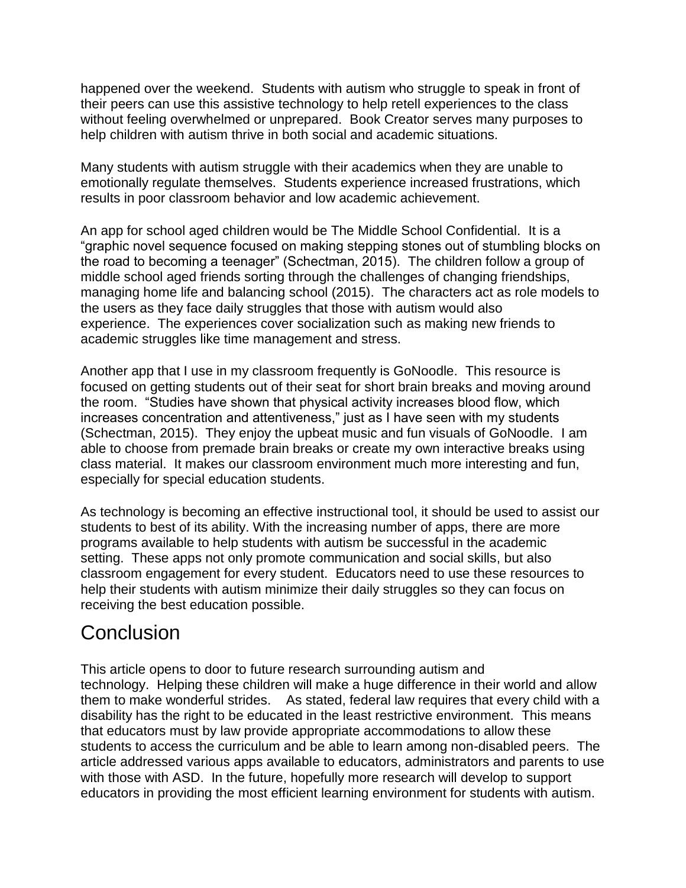happened over the weekend. Students with autism who struggle to speak in front of their peers can use this assistive technology to help retell experiences to the class without feeling overwhelmed or unprepared. Book Creator serves many purposes to help children with autism thrive in both social and academic situations.

Many students with autism struggle with their academics when they are unable to emotionally regulate themselves. Students experience increased frustrations, which results in poor classroom behavior and low academic achievement.

An app for school aged children would be The Middle School Confidential. It is a "graphic novel sequence focused on making stepping stones out of stumbling blocks on the road to becoming a teenager" (Schectman, 2015). The children follow a group of middle school aged friends sorting through the challenges of changing friendships, managing home life and balancing school (2015). The characters act as role models to the users as they face daily struggles that those with autism would also experience. The experiences cover socialization such as making new friends to academic struggles like time management and stress.

Another app that I use in my classroom frequently is GoNoodle. This resource is focused on getting students out of their seat for short brain breaks and moving around the room. "Studies have shown that physical activity increases blood flow, which increases concentration and attentiveness," just as I have seen with my students (Schectman, 2015). They enjoy the upbeat music and fun visuals of GoNoodle. I am able to choose from premade brain breaks or create my own interactive breaks using class material. It makes our classroom environment much more interesting and fun, especially for special education students.

As technology is becoming an effective instructional tool, it should be used to assist our students to best of its ability. With the increasing number of apps, there are more programs available to help students with autism be successful in the academic setting. These apps not only promote communication and social skills, but also classroom engagement for every student. Educators need to use these resources to help their students with autism minimize their daily struggles so they can focus on receiving the best education possible.

## Conclusion

This article opens to door to future research surrounding autism and technology. Helping these children will make a huge difference in their world and allow them to make wonderful strides. As stated, federal law requires that every child with a disability has the right to be educated in the least restrictive environment. This means that educators must by law provide appropriate accommodations to allow these students to access the curriculum and be able to learn among non-disabled peers. The article addressed various apps available to educators, administrators and parents to use with those with ASD. In the future, hopefully more research will develop to support educators in providing the most efficient learning environment for students with autism.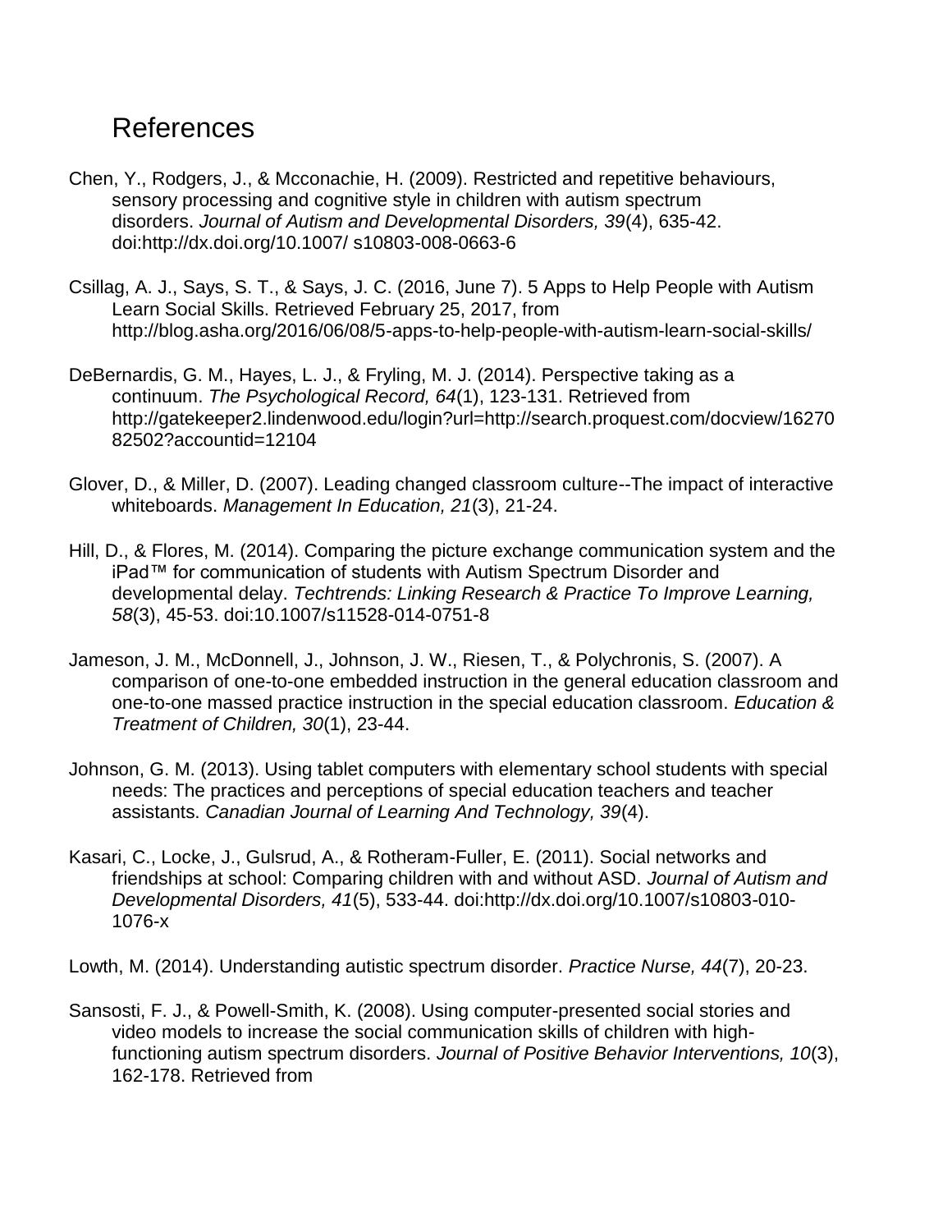# References

Chen, Y., Rodgers, J., & Mcconachie, H. (2009). Restricted and repetitive behaviours, sensory processing and cognitive style in children with autism spectrum disorders. *Journal of Autism and Developmental Disorders, 39*(4), 635-42. doi:http://dx.doi.org/10.1007/ s10803-008-0663-6

Csillag, A. J., Says, S. T., & Says, J. C. (2016, June 7). 5 Apps to Help People with Autism Learn Social Skills. Retrieved February 25, 2017, from http://blog.asha.org/2016/06/08/5-apps-to-help-people-with-autism-learn-social-skills/

DeBernardis, G. M., Hayes, L. J., & Fryling, M. J. (2014). Perspective taking as a continuum. *The Psychological Record, 64*(1), 123-131. Retrieved from http://gatekeeper2.lindenwood.edu/login?url=http://search.proquest.com/docview/1627082502?accountid=12104

Glover, D., & Miller, D. (2007). Leading changed classroom culture--The impact of interactive whiteboards. *Management In Education, 21*(3), 21-24.

Hill, D., & Flores, M. (2014). Comparing the picture exchange communication system and the iPad™ for communication of students with Autism Spectrum Disorder and developmental delay. *Techtrends: Linking Research & Practice To Improve Learning, 58*(3), 45-53. doi:10.1007/s11528-014-0751-8

Jameson, J. M., McDonnell, J., Johnson, J. W., Riesen, T., & Polychronis, S. (2007). A comparison of one-to-one embedded instruction in the general education classroom and one-to-one massed practice instruction in the special education classroom. *Education & Treatment of Children, 30*(1), 23-44.

Johnson, G. M. (2013). Using tablet computers with elementary school students with special needs: The practices and perceptions of special education teachers and teacher assistants. *Canadian Journal of Learning And Technology, 39*(4).

Kasari, C., Locke, J., Gulsrud, A., & Rotheram-Fuller, E. (2011). Social networks and friendships at school: Comparing children with and without ASD. *Journal of Autism and Developmental Disorders, 41*(5), 533-44. doi:http://dx.doi.org/10.1007/s10803-010-1076-x

Lowth, M. (2014). Understanding autistic spectrum disorder. *Practice Nurse, 44*(7), 20-23.

Sansosti, F. J., & Powell-Smith, K. (2008). Using computer-presented social stories and video models to increase the social communication skills of children with high-functioning autism spectrum disorders. *Journal of Positive Behavior Interventions, 10*(3), 162-178. Retrieved from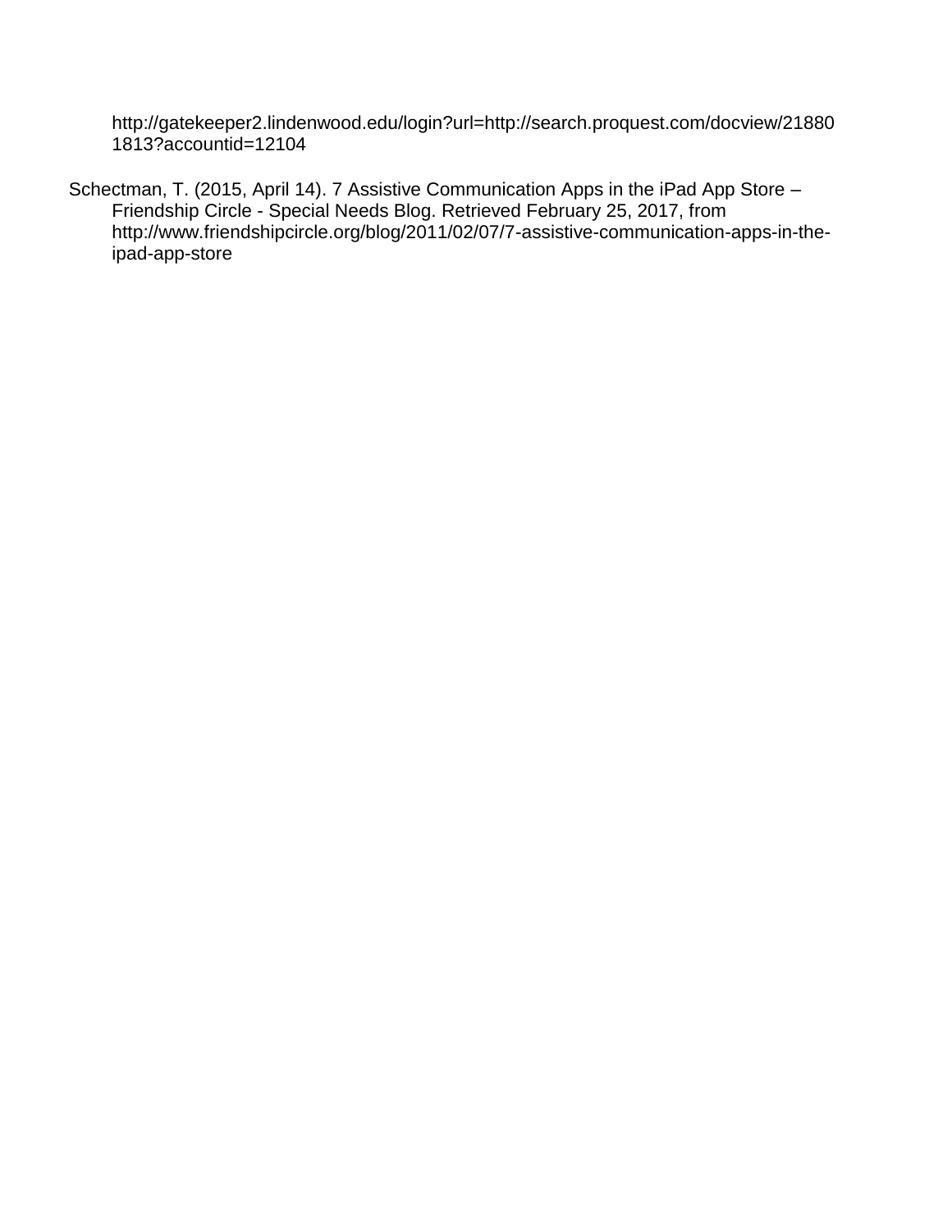http://gatekeeper2.lindenwood.edu/login?url=http://search.proquest.com/docview/218801813?accountid=12104

Schectman, T. (2015, April 14). 7 Assistive Communication Apps in the iPad App Store – Friendship Circle - Special Needs Blog. Retrieved February 25, 2017, from http://www.friendshipcircle.org/blog/2011/02/07/7-assistive-communication-apps-in-the-ipad-app-store